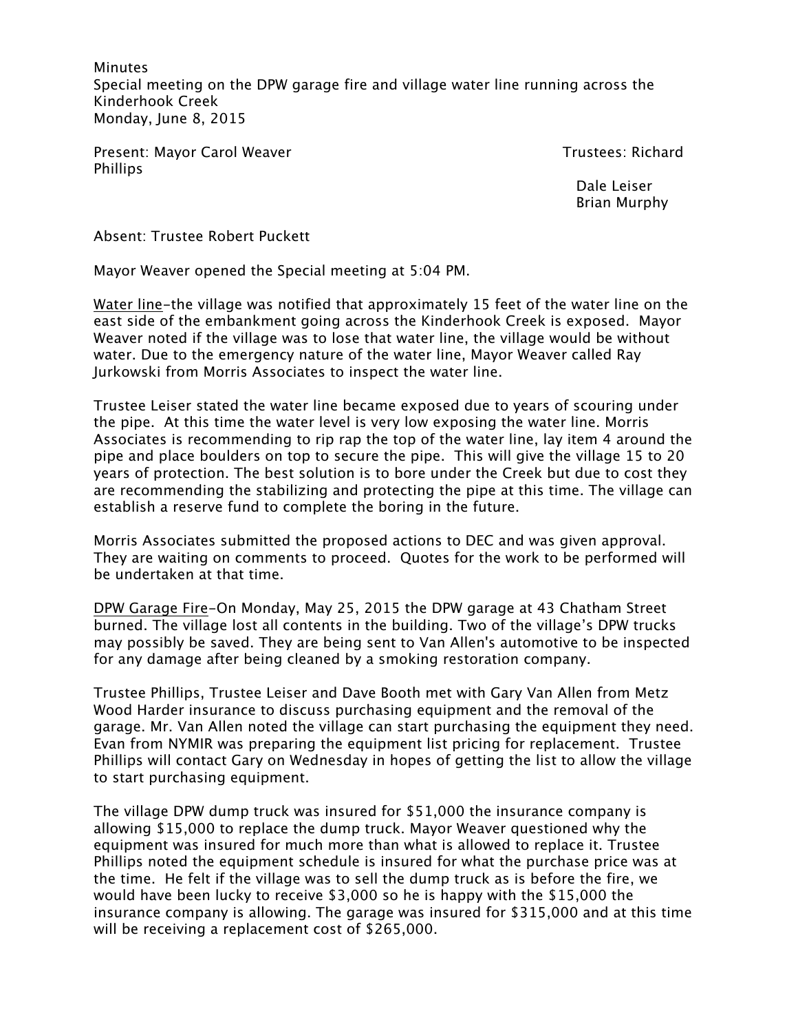Minutes
Special meeting on the DPW garage fire and village water line running across the Kinderhook Creek
Monday, June 8, 2015

Present: Mayor Carol Weaver
Trustees: Richard Phillips
Dale Leiser
Brian Murphy

Absent: Trustee Robert Puckett

Mayor Weaver opened the Special meeting at 5:04 PM.

Water line-the village was notified that approximately 15 feet of the water line on the east side of the embankment going across the Kinderhook Creek is exposed. Mayor Weaver noted if the village was to lose that water line, the village would be without water. Due to the emergency nature of the water line, Mayor Weaver called Ray Jurkowski from Morris Associates to inspect the water line.

Trustee Leiser stated the water line became exposed due to years of scouring under the pipe. At this time the water level is very low exposing the water line. Morris Associates is recommending to rip rap the top of the water line, lay item 4 around the pipe and place boulders on top to secure the pipe. This will give the village 15 to 20 years of protection. The best solution is to bore under the Creek but due to cost they are recommending the stabilizing and protecting the pipe at this time. The village can establish a reserve fund to complete the boring in the future.

Morris Associates submitted the proposed actions to DEC and was given approval. They are waiting on comments to proceed. Quotes for the work to be performed will be undertaken at that time.

DPW Garage Fire-On Monday, May 25, 2015 the DPW garage at 43 Chatham Street burned. The village lost all contents in the building. Two of the village's DPW trucks may possibly be saved. They are being sent to Van Allen's automotive to be inspected for any damage after being cleaned by a smoking restoration company.

Trustee Phillips, Trustee Leiser and Dave Booth met with Gary Van Allen from Metz Wood Harder insurance to discuss purchasing equipment and the removal of the garage. Mr. Van Allen noted the village can start purchasing the equipment they need. Evan from NYMIR was preparing the equipment list pricing for replacement. Trustee Phillips will contact Gary on Wednesday in hopes of getting the list to allow the village to start purchasing equipment.

The village DPW dump truck was insured for $51,000 the insurance company is allowing $15,000 to replace the dump truck. Mayor Weaver questioned why the equipment was insured for much more than what is allowed to replace it. Trustee Phillips noted the equipment schedule is insured for what the purchase price was at the time. He felt if the village was to sell the dump truck as is before the fire, we would have been lucky to receive $3,000 so he is happy with the $15,000 the insurance company is allowing. The garage was insured for $315,000 and at this time will be receiving a replacement cost of $265,000.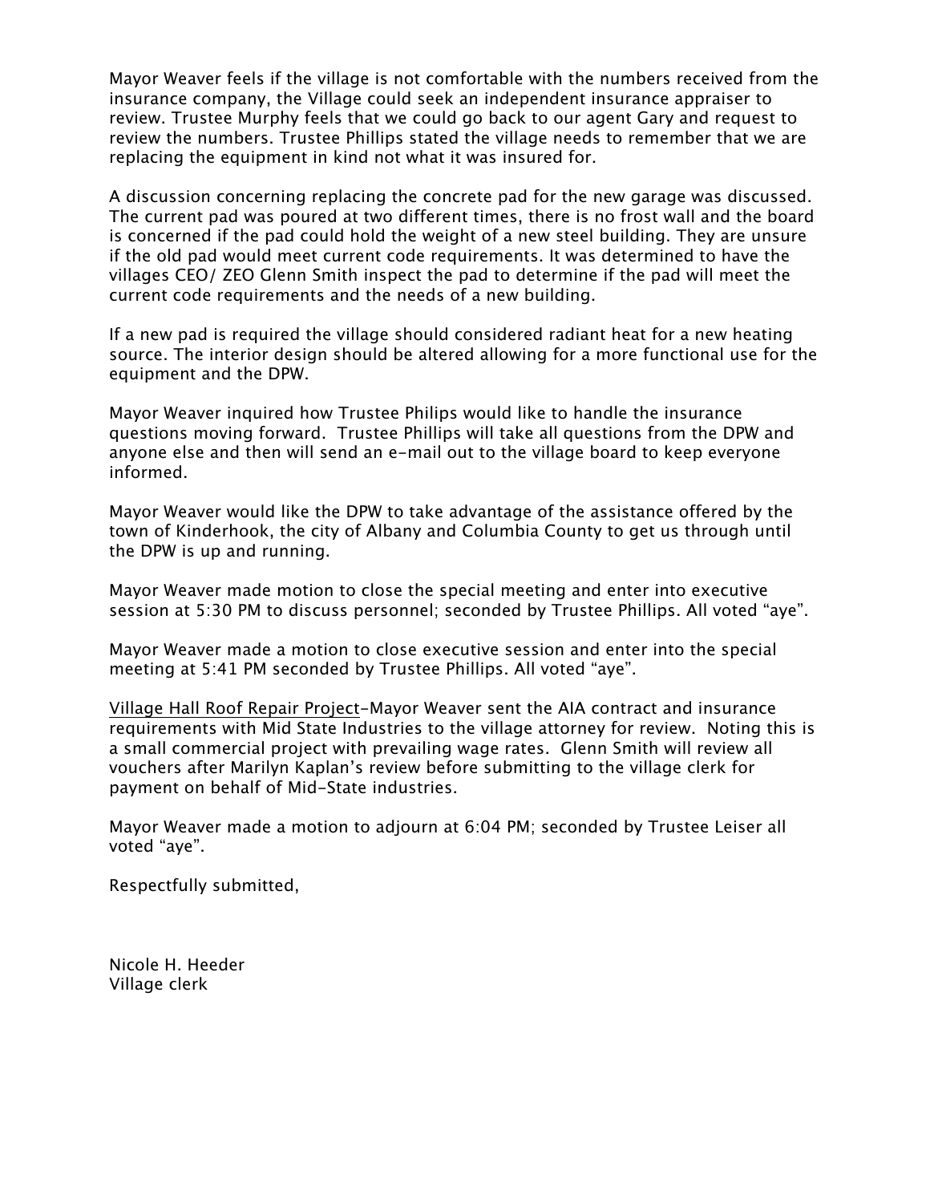Mayor Weaver feels if the village is not comfortable with the numbers received from the insurance company, the Village could seek an independent insurance appraiser to review. Trustee Murphy feels that we could go back to our agent Gary and request to review the numbers. Trustee Phillips stated the village needs to remember that we are replacing the equipment in kind not what it was insured for.

A discussion concerning replacing the concrete pad for the new garage was discussed. The current pad was poured at two different times, there is no frost wall and the board is concerned if the pad could hold the weight of a new steel building. They are unsure if the old pad would meet current code requirements. It was determined to have the villages CEO/ ZEO Glenn Smith inspect the pad to determine if the pad will meet the current code requirements and the needs of a new building.

If a new pad is required the village should considered radiant heat for a new heating source. The interior design should be altered allowing for a more functional use for the equipment and the DPW.

Mayor Weaver inquired how Trustee Philips would like to handle the insurance questions moving forward. Trustee Phillips will take all questions from the DPW and anyone else and then will send an e-mail out to the village board to keep everyone informed.

Mayor Weaver would like the DPW to take advantage of the assistance offered by the town of Kinderhook, the city of Albany and Columbia County to get us through until the DPW is up and running.

Mayor Weaver made motion to close the special meeting and enter into executive session at 5:30 PM to discuss personnel; seconded by Trustee Phillips. All voted "aye".

Mayor Weaver made a motion to close executive session and enter into the special meeting at 5:41 PM seconded by Trustee Phillips. All voted "aye".

<u>Village Hall Roof Repair Project</u>-Mayor Weaver sent the AIA contract and insurance requirements with Mid State Industries to the village attorney for review. Noting this is a small commercial project with prevailing wage rates. Glenn Smith will review all vouchers after Marilyn Kaplan's review before submitting to the village clerk for payment on behalf of Mid-State industries.

Mayor Weaver made a motion to adjourn at 6:04 PM; seconded by Trustee Leiser all voted "aye".

Respectfully submitted,

Nicole H. Heeder
Village clerk